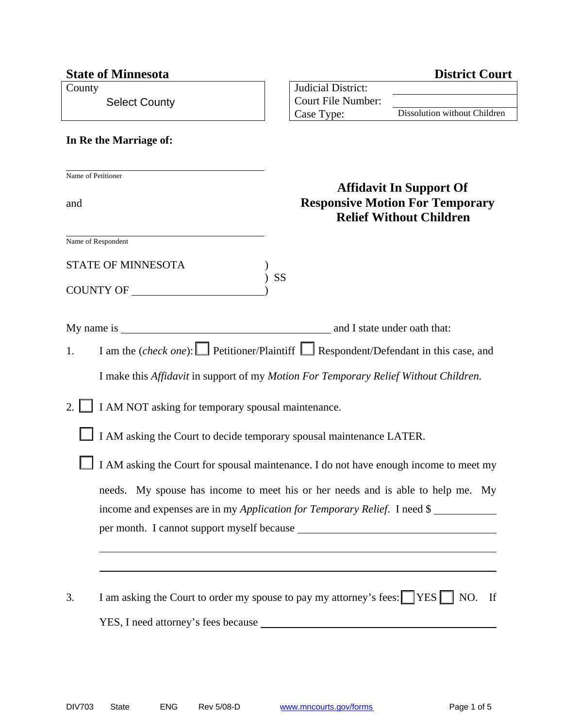**State of Minnesota** **District Court**

| County | Judicial District: | |
|---|---|---|
| Select County | Court File Number: | |
| | Case Type: | Dissolution without Children |

**In Re the Marriage of:**

\_\_\_\_\_\_\_\_\_\_\_\_\_\_\_\_\_\_\_\_\_\_\_\_\_\_\_\_\_\_\_\_\_\_\_\_
Name of Petitioner

and

\_\_\_\_\_\_\_\_\_\_\_\_\_\_\_\_\_\_\_\_\_\_\_\_\_\_\_\_\_\_\_\_\_\_\_\_
Name of Respondent

# Affidavit In Support Of Responsive Motion For Temporary Relief Without Children

STATE OF MINNESOTA )
) SS
COUNTY OF \_\_\_\_\_\_\_\_\_\_\_\_\_\_\_\_\_\_\_\_)

My name is \_\_\_\_\_\_\_\_\_\_\_\_\_\_\_\_\_\_\_\_\_\_\_\_\_\_\_\_\_\_\_\_\_\_ and I state under oath that:

1. I am the (*check one*): ☐ Petitioner/Plaintiff ☐ Respondent/Defendant in this case, and I make this *Affidavit* in support of my *Motion For Temporary Relief Without Children.*

2. ☐ I AM NOT asking for temporary spousal maintenance.

   ☐ I AM asking the Court to decide temporary spousal maintenance LATER.

   ☐ I AM asking the Court for spousal maintenance. I do not have enough income to meet my needs. My spouse has income to meet his or her needs and is able to help me. My income and expenses are in my *Application for Temporary Relief.* I need $ \_\_\_\_\_\_\_\_\_\_ per month. I cannot support myself because \_\_\_\_\_\_\_\_\_\_\_\_\_\_\_\_\_\_\_\_\_\_\_\_\_\_\_\_\_\_\_\_\_\_
   \_\_\_\_\_\_\_\_\_\_\_\_\_\_\_\_\_\_\_\_\_\_\_\_\_\_\_\_\_\_\_\_\_\_\_\_\_\_\_\_\_\_\_\_\_\_\_\_\_\_\_\_\_\_\_\_\_\_\_\_
   \_\_\_\_\_\_\_\_\_\_\_\_\_\_\_\_\_\_\_\_\_\_\_\_\_\_\_\_\_\_\_\_\_\_\_\_\_\_\_\_\_\_\_\_\_\_\_\_\_\_\_\_\_\_\_\_\_\_\_\_

3. I am asking the Court to order my spouse to pay my attorney's fees: ☐ YES ☐ NO. If YES, I need attorney's fees because \_\_\_\_\_\_\_\_\_\_\_\_\_\_\_\_\_\_\_\_\_\_\_\_\_\_\_\_\_\_\_\_\_\_\_\_\_\_\_\_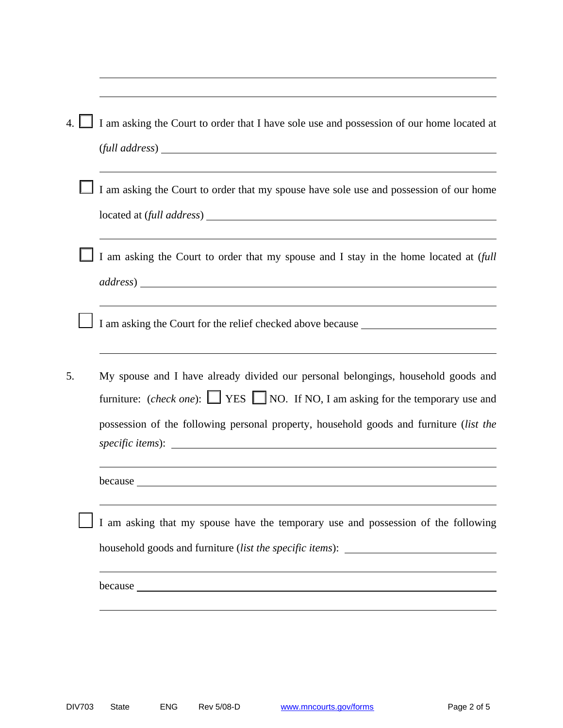\_\_\_\_\_\_\_\_\_\_\_\_\_\_\_\_\_\_\_\_\_\_\_\_\_\_\_\_\_\_\_\_\_\_\_\_\_\_\_\_\_\_\_\_\_\_\_\_\_\_\_\_\_\_\_\_\_\_\_\_\_\_\_\_\_\_\_\_

\_\_\_\_\_\_\_\_\_\_\_\_\_\_\_\_\_\_\_\_\_\_\_\_\_\_\_\_\_\_\_\_\_\_\_\_\_\_\_\_\_\_\_\_\_\_\_\_\_\_\_\_\_\_\_\_\_\_\_\_\_\_\_\_\_\_\_\_

4. ☐ I am asking the Court to order that I have sole use and possession of our home located at (*full address*) \_\_\_\_\_\_\_\_\_\_\_\_\_\_\_\_\_\_\_\_\_\_\_\_\_\_\_\_\_\_\_\_\_\_\_\_\_\_\_\_\_\_\_\_\_\_\_\_\_\_\_\_\_\_

   \_\_\_\_\_\_\_\_\_\_\_\_\_\_\_\_\_\_\_\_\_\_\_\_\_\_\_\_\_\_\_\_\_\_\_\_\_\_\_\_\_\_\_\_\_\_\_\_\_\_\_\_\_\_\_\_\_\_\_\_\_\_\_\_\_\_\_\_

   ☐ I am asking the Court to order that my spouse have sole use and possession of our home located at (*full address*) \_\_\_\_\_\_\_\_\_\_\_\_\_\_\_\_\_\_\_\_\_\_\_\_\_\_\_\_\_\_\_\_\_\_\_\_\_\_\_\_\_\_\_\_\_\_\_\_\_\_

   \_\_\_\_\_\_\_\_\_\_\_\_\_\_\_\_\_\_\_\_\_\_\_\_\_\_\_\_\_\_\_\_\_\_\_\_\_\_\_\_\_\_\_\_\_\_\_\_\_\_\_\_\_\_\_\_\_\_\_\_\_\_\_\_\_\_\_\_

   ☐ I am asking the Court to order that my spouse and I stay in the home located at (*full address*) \_\_\_\_\_\_\_\_\_\_\_\_\_\_\_\_\_\_\_\_\_\_\_\_\_\_\_\_\_\_\_\_\_\_\_\_\_\_\_\_\_\_\_\_\_\_\_\_\_\_\_\_\_\_\_\_

   \_\_\_\_\_\_\_\_\_\_\_\_\_\_\_\_\_\_\_\_\_\_\_\_\_\_\_\_\_\_\_\_\_\_\_\_\_\_\_\_\_\_\_\_\_\_\_\_\_\_\_\_\_\_\_\_\_\_\_\_\_\_\_\_\_\_\_\_

   ☐ I am asking the Court for the relief checked above because \_\_\_\_\_\_\_\_\_\_\_\_\_\_\_\_\_\_\_\_\_\_

   \_\_\_\_\_\_\_\_\_\_\_\_\_\_\_\_\_\_\_\_\_\_\_\_\_\_\_\_\_\_\_\_\_\_\_\_\_\_\_\_\_\_\_\_\_\_\_\_\_\_\_\_\_\_\_\_\_\_\_\_\_\_\_\_\_\_\_\_

5. My spouse and I have already divided our personal belongings, household goods and furniture: (*check one*): ☐ YES ☐ NO. If NO, I am asking for the temporary use and possession of the following personal property, household goods and furniture (*list the specific items*): \_\_\_\_\_\_\_\_\_\_\_\_\_\_\_\_\_\_\_\_\_\_\_\_\_\_\_\_\_\_\_\_\_\_\_\_\_\_\_\_\_\_\_\_\_\_\_\_\_\_\_\_\_\_

   \_\_\_\_\_\_\_\_\_\_\_\_\_\_\_\_\_\_\_\_\_\_\_\_\_\_\_\_\_\_\_\_\_\_\_\_\_\_\_\_\_\_\_\_\_\_\_\_\_\_\_\_\_\_\_\_\_\_\_\_\_\_\_\_\_\_\_\_

   because \_\_\_\_\_\_\_\_\_\_\_\_\_\_\_\_\_\_\_\_\_\_\_\_\_\_\_\_\_\_\_\_\_\_\_\_\_\_\_\_\_\_\_\_\_\_\_\_\_\_\_\_\_\_\_\_\_\_\_\_\_\_\_\_

   \_\_\_\_\_\_\_\_\_\_\_\_\_\_\_\_\_\_\_\_\_\_\_\_\_\_\_\_\_\_\_\_\_\_\_\_\_\_\_\_\_\_\_\_\_\_\_\_\_\_\_\_\_\_\_\_\_\_\_\_\_\_\_\_\_\_\_\_

   ☐ I am asking that my spouse have the temporary use and possession of the following household goods and furniture (*list the specific items*): \_\_\_\_\_\_\_\_\_\_\_\_\_\_\_\_\_\_\_\_\_\_\_\_\_\_\_\_

   \_\_\_\_\_\_\_\_\_\_\_\_\_\_\_\_\_\_\_\_\_\_\_\_\_\_\_\_\_\_\_\_\_\_\_\_\_\_\_\_\_\_\_\_\_\_\_\_\_\_\_\_\_\_\_\_\_\_\_\_\_\_\_\_\_\_\_\_

   because \_\_\_\_\_\_\_\_\_\_\_\_\_\_\_\_\_\_\_\_\_\_\_\_\_\_\_\_\_\_\_\_\_\_\_\_\_\_\_\_\_\_\_\_\_\_\_\_\_\_\_\_\_\_\_\_\_\_\_\_\_\_\_\_

   \_\_\_\_\_\_\_\_\_\_\_\_\_\_\_\_\_\_\_\_\_\_\_\_\_\_\_\_\_\_\_\_\_\_\_\_\_\_\_\_\_\_\_\_\_\_\_\_\_\_\_\_\_\_\_\_\_\_\_\_\_\_\_\_\_\_\_\_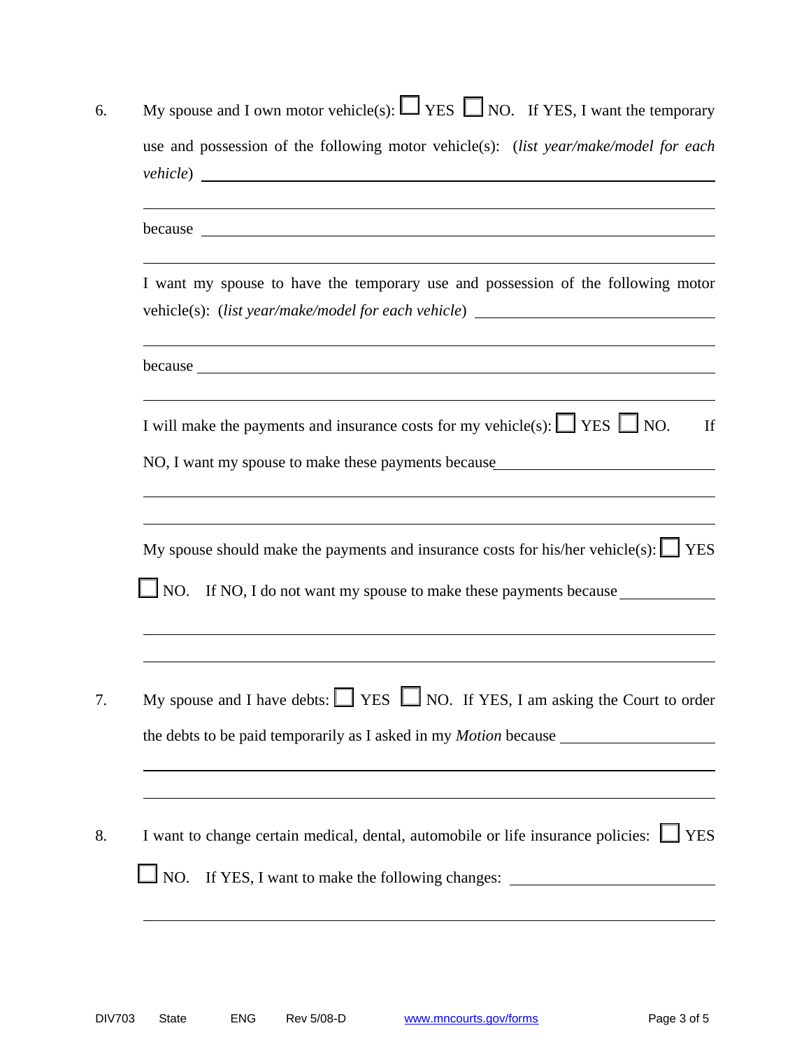6. My spouse and I own motor vehicle(s): ☐ YES ☐ NO. If YES, I want the temporary use and possession of the following motor vehicle(s): (*list year/make/model for each vehicle*) \_\_\_\_\_\_\_\_\_\_\_\_\_\_\_\_\_\_\_\_\_\_\_\_\_\_\_\_\_\_\_\_\_\_\_\_\_\_\_\_\_\_\_\_\_\_\_\_\_\_\_\_

   \_\_\_\_\_\_\_\_\_\_\_\_\_\_\_\_\_\_\_\_\_\_\_\_\_\_\_\_\_\_\_\_\_\_\_\_\_\_\_\_\_\_\_\_\_\_\_\_\_\_\_\_\_\_\_\_\_\_\_\_\_\_\_\_\_\_\_\_\_\_

   because \_\_\_\_\_\_\_\_\_\_\_\_\_\_\_\_\_\_\_\_\_\_\_\_\_\_\_\_\_\_\_\_\_\_\_\_\_\_\_\_\_\_\_\_\_\_\_\_\_\_\_\_\_\_\_\_\_\_\_\_\_\_

   \_\_\_\_\_\_\_\_\_\_\_\_\_\_\_\_\_\_\_\_\_\_\_\_\_\_\_\_\_\_\_\_\_\_\_\_\_\_\_\_\_\_\_\_\_\_\_\_\_\_\_\_\_\_\_\_\_\_\_\_\_\_\_\_\_\_\_\_\_\_

   I want my spouse to have the temporary use and possession of the following motor vehicle(s): (*list year/make/model for each vehicle*) \_\_\_\_\_\_\_\_\_\_\_\_\_\_\_\_\_\_\_\_\_\_\_\_\_\_\_\_\_\_

   \_\_\_\_\_\_\_\_\_\_\_\_\_\_\_\_\_\_\_\_\_\_\_\_\_\_\_\_\_\_\_\_\_\_\_\_\_\_\_\_\_\_\_\_\_\_\_\_\_\_\_\_\_\_\_\_\_\_\_\_\_\_\_\_\_\_\_\_\_\_

   because \_\_\_\_\_\_\_\_\_\_\_\_\_\_\_\_\_\_\_\_\_\_\_\_\_\_\_\_\_\_\_\_\_\_\_\_\_\_\_\_\_\_\_\_\_\_\_\_\_\_\_\_\_\_\_\_\_\_\_\_\_\_

   \_\_\_\_\_\_\_\_\_\_\_\_\_\_\_\_\_\_\_\_\_\_\_\_\_\_\_\_\_\_\_\_\_\_\_\_\_\_\_\_\_\_\_\_\_\_\_\_\_\_\_\_\_\_\_\_\_\_\_\_\_\_\_\_\_\_\_\_\_\_

   I will make the payments and insurance costs for my vehicle(s): ☐ YES ☐ NO. If NO, I want my spouse to make these payments because\_\_\_\_\_\_\_\_\_\_\_\_\_\_\_\_\_\_\_\_\_\_\_\_\_\_\_\_

   \_\_\_\_\_\_\_\_\_\_\_\_\_\_\_\_\_\_\_\_\_\_\_\_\_\_\_\_\_\_\_\_\_\_\_\_\_\_\_\_\_\_\_\_\_\_\_\_\_\_\_\_\_\_\_\_\_\_\_\_\_\_\_\_\_\_\_\_\_\_

   \_\_\_\_\_\_\_\_\_\_\_\_\_\_\_\_\_\_\_\_\_\_\_\_\_\_\_\_\_\_\_\_\_\_\_\_\_\_\_\_\_\_\_\_\_\_\_\_\_\_\_\_\_\_\_\_\_\_\_\_\_\_\_\_\_\_\_\_\_\_

   My spouse should make the payments and insurance costs for his/her vehicle(s): ☐ YES ☐ NO. If NO, I do not want my spouse to make these payments because \_\_\_\_\_\_\_\_\_\_\_\_

   \_\_\_\_\_\_\_\_\_\_\_\_\_\_\_\_\_\_\_\_\_\_\_\_\_\_\_\_\_\_\_\_\_\_\_\_\_\_\_\_\_\_\_\_\_\_\_\_\_\_\_\_\_\_\_\_\_\_\_\_\_\_\_\_\_\_\_\_\_\_

   \_\_\_\_\_\_\_\_\_\_\_\_\_\_\_\_\_\_\_\_\_\_\_\_\_\_\_\_\_\_\_\_\_\_\_\_\_\_\_\_\_\_\_\_\_\_\_\_\_\_\_\_\_\_\_\_\_\_\_\_\_\_\_\_\_\_\_\_\_\_

7. My spouse and I have debts: ☐ YES ☐ NO. If YES, I am asking the Court to order the debts to be paid temporarily as I asked in my *Motion* because \_\_\_\_\_\_\_\_\_\_\_\_\_\_\_\_\_\_\_\_

   \_\_\_\_\_\_\_\_\_\_\_\_\_\_\_\_\_\_\_\_\_\_\_\_\_\_\_\_\_\_\_\_\_\_\_\_\_\_\_\_\_\_\_\_\_\_\_\_\_\_\_\_\_\_\_\_\_\_\_\_\_\_\_\_\_\_\_\_\_\_

   \_\_\_\_\_\_\_\_\_\_\_\_\_\_\_\_\_\_\_\_\_\_\_\_\_\_\_\_\_\_\_\_\_\_\_\_\_\_\_\_\_\_\_\_\_\_\_\_\_\_\_\_\_\_\_\_\_\_\_\_\_\_\_\_\_\_\_\_\_\_

8. I want to change certain medical, dental, automobile or life insurance policies: ☐ YES ☐ NO. If YES, I want to make the following changes: \_\_\_\_\_\_\_\_\_\_\_\_\_\_\_\_\_\_\_\_\_\_\_\_\_\_\_\_

   \_\_\_\_\_\_\_\_\_\_\_\_\_\_\_\_\_\_\_\_\_\_\_\_\_\_\_\_\_\_\_\_\_\_\_\_\_\_\_\_\_\_\_\_\_\_\_\_\_\_\_\_\_\_\_\_\_\_\_\_\_\_\_\_\_\_\_\_\_\_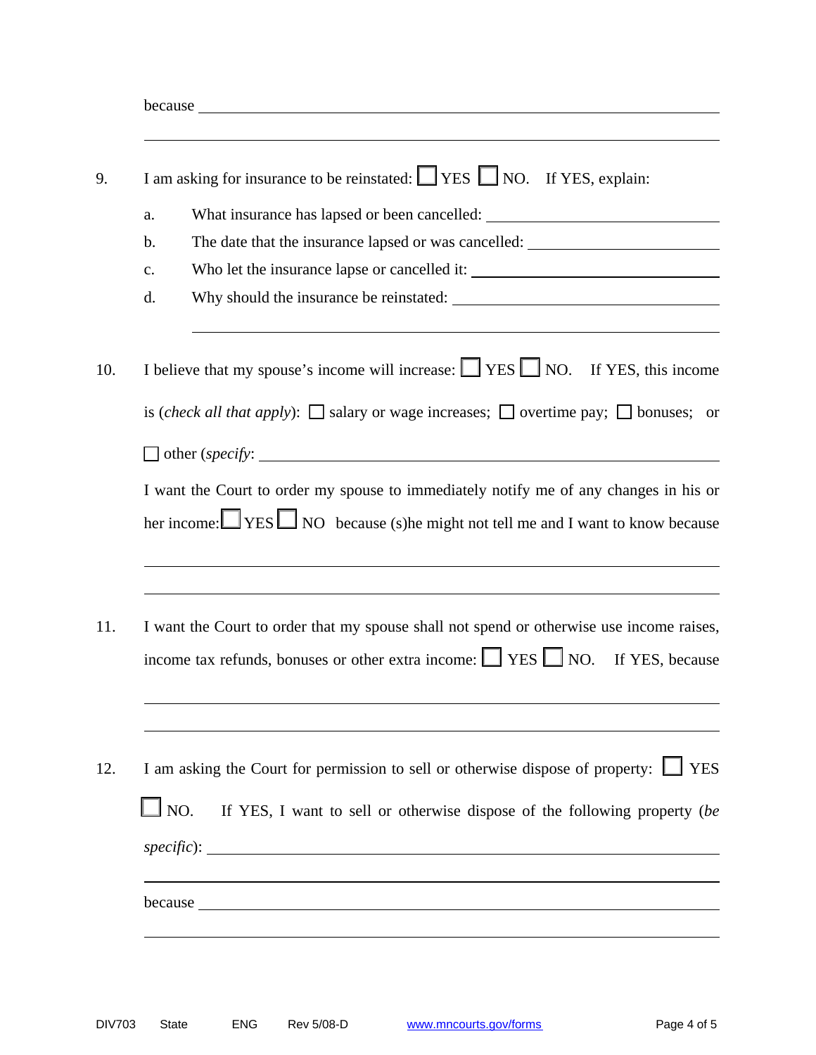because ______________________________________________________________

__________________________________________________________________

9. I am asking for insurance to be reinstated: ☐ YES ☐ NO. If YES, explain:

   a. What insurance has lapsed or been cancelled: ______________________

   b. The date that the insurance lapsed or was cancelled: ________________

   c. Who let the insurance lapse or cancelled it: _______________________

   d. Why should the insurance be reinstated: __________________________

   __________________________________________________________________

10. I believe that my spouse's income will increase: ☐ YES ☐ NO. If YES, this income is (*check all that apply*): ☐ salary or wage increases; ☐ overtime pay; ☐ bonuses; or ☐ other (*specify*: ______________________________________________

    I want the Court to order my spouse to immediately notify me of any changes in his or her income: ☐ YES ☐ NO because (s)he might not tell me and I want to know because

    __________________________________________________________________

    __________________________________________________________________

11. I want the Court to order that my spouse shall not spend or otherwise use income raises, income tax refunds, bonuses or other extra income: ☐ YES ☐ NO. If YES, because

    __________________________________________________________________

    __________________________________________________________________

12. I am asking the Court for permission to sell or otherwise dispose of property: ☐ YES ☐ NO. If YES, I want to sell or otherwise dispose of the following property (*be specific*): ______________________________________________________________

    __________________________________________________________________

    because ______________________________________________________________

    __________________________________________________________________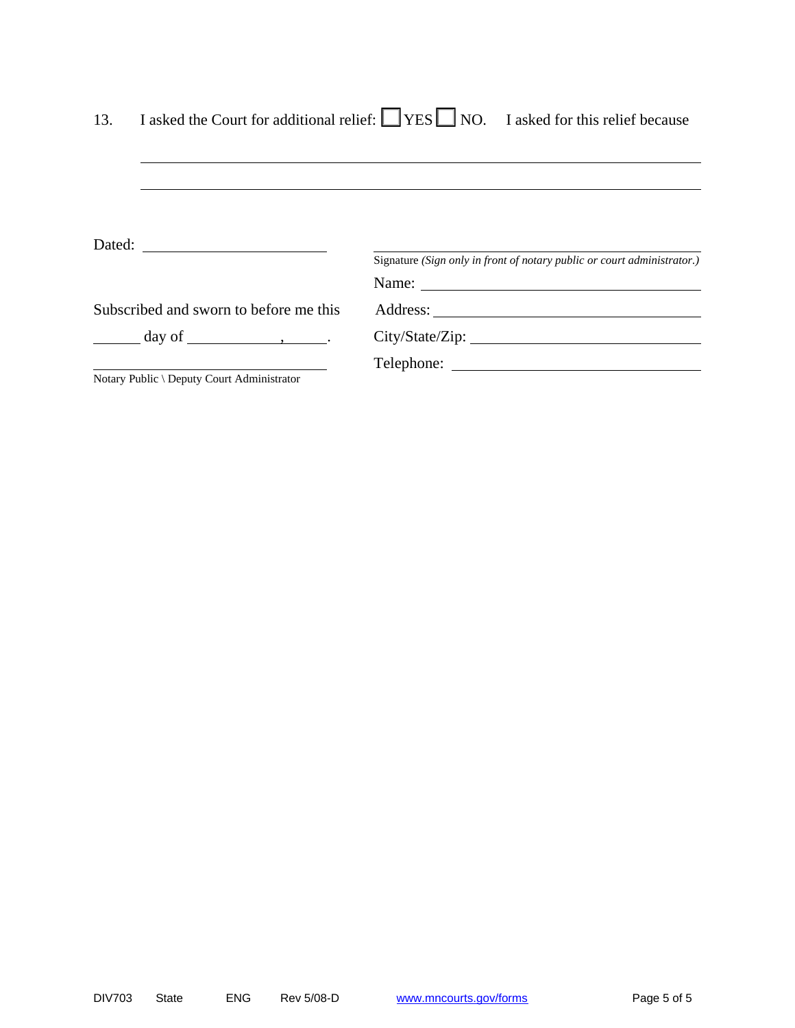13. I asked the Court for additional relief: ☐ YES ☐ NO. I asked for this relief because

\_\_\_\_\_\_\_\_\_\_\_\_\_\_\_\_\_\_\_\_\_\_\_\_\_\_\_\_\_\_\_\_\_\_\_\_\_\_\_\_\_\_\_\_\_\_\_\_\_\_\_\_\_\_\_\_\_\_\_\_\_\_\_\_\_\_\_\_

\_\_\_\_\_\_\_\_\_\_\_\_\_\_\_\_\_\_\_\_\_\_\_\_\_\_\_\_\_\_\_\_\_\_\_\_\_\_\_\_\_\_\_\_\_\_\_\_\_\_\_\_\_\_\_\_\_\_\_\_\_\_\_\_\_\_\_\_

Dated: \_\_\_\_\_\_\_\_\_\_\_\_\_\_\_\_\_\_\_\_\_\_

\_\_\_\_\_\_\_\_\_\_\_\_\_\_\_\_\_\_\_\_\_\_\_\_\_\_\_\_\_\_\_\_\_\_\_\_\_\_\_\_
Signature *(Sign only in front of notary public or court administrator.)*

Name: \_\_\_\_\_\_\_\_\_\_\_\_\_\_\_\_\_\_\_\_\_\_\_\_\_\_\_\_\_\_\_\_\_\_

Address: \_\_\_\_\_\_\_\_\_\_\_\_\_\_\_\_\_\_\_\_\_\_\_\_\_\_\_\_\_\_\_\_

City/State/Zip: \_\_\_\_\_\_\_\_\_\_\_\_\_\_\_\_\_\_\_\_\_\_\_\_\_\_\_

Telephone: \_\_\_\_\_\_\_\_\_\_\_\_\_\_\_\_\_\_\_\_\_\_\_\_\_\_\_\_\_\_

Subscribed and sworn to before me this

\_\_\_\_\_\_ day of \_\_\_\_\_\_\_\_\_\_\_\_, \_\_\_\_\_\_.

\_\_\_\_\_\_\_\_\_\_\_\_\_\_\_\_\_\_\_\_\_\_\_\_\_\_\_\_\_\_\_\_
Notary Public \ Deputy Court Administrator

DIV703 State ENG Rev 5/08-D www.mncourts.gov/forms